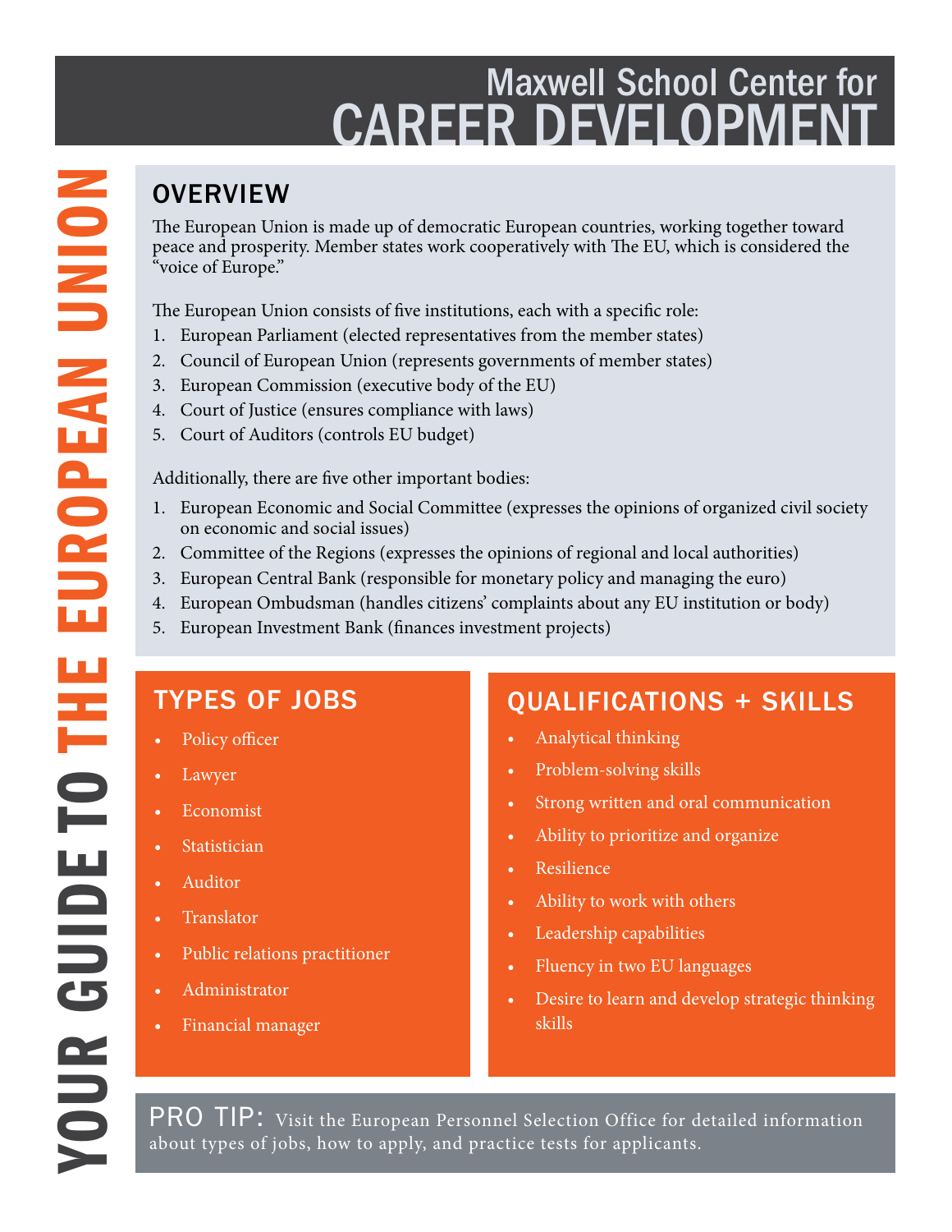# YOUR GUIDE TO THE EUROPEAN UNION

Maxwell School Center for
CAREER DEVELOPMENT

## OVERVIEW

The European Union is made up of democratic European countries, working together toward peace and prosperity. Member states work cooperatively with The EU, which is considered the "voice of Europe."

The European Union consists of five institutions, each with a specific role:

1. European Parliament (elected representatives from the member states)
2. Council of European Union (represents governments of member states)
3. European Commission (executive body of the EU)
4. Court of Justice (ensures compliance with laws)
5. Court of Auditors (controls EU budget)

Additionally, there are five other important bodies:

1. European Economic and Social Committee (expresses the opinions of organized civil society on economic and social issues)
2. Committee of the Regions (expresses the opinions of regional and local authorities)
3. European Central Bank (responsible for monetary policy and managing the euro)
4. European Ombudsman (handles citizens' complaints about any EU institution or body)
5. European Investment Bank (finances investment projects)

## TYPES OF JOBS

- Policy officer
- Lawyer
- Economist
- Statistician
- Auditor
- Translator
- Public relations practitioner
- Administrator
- Financial manager

## QUALIFICATIONS + SKILLS

- Analytical thinking
- Problem-solving skills
- Strong written and oral communication
- Ability to prioritize and organize
- Resilience
- Ability to work with others
- Leadership capabilities
- Fluency in two EU languages
- Desire to learn and develop strategic thinking skills

**PRO TIP:** Visit the European Personnel Selection Office for detailed information about types of jobs, how to apply, and practice tests for applicants.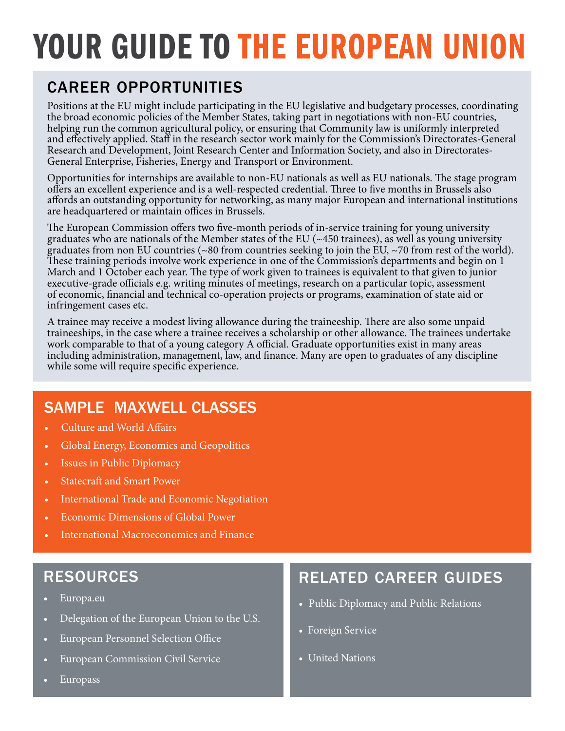# YOUR GUIDE TO THE EUROPEAN UNION

## CAREER OPPORTUNITIES

Positions at the EU might include participating in the EU legislative and budgetary processes, coordinating the broad economic policies of the Member States, taking part in negotiations with non-EU countries, helping run the common agricultural policy, or ensuring that Community law is uniformly interpreted and effectively applied. Staff in the research sector work mainly for the Commission's Directorates-General Research and Development, Joint Research Center and Information Society, and also in Directorates-General Enterprise, Fisheries, Energy and Transport or Environment.

Opportunities for internships are available to non-EU nationals as well as EU nationals. The stage program offers an excellent experience and is a well-respected credential. Three to five months in Brussels also affords an outstanding opportunity for networking, as many major European and international institutions are headquartered or maintain offices in Brussels.

The European Commission offers two five-month periods of in-service training for young university graduates who are nationals of the Member states of the EU (~450 trainees), as well as young university graduates from non EU countries (~80 from countries seeking to join the EU, ~70 from rest of the world). These training periods involve work experience in one of the Commission's departments and begin on 1 March and 1 October each year. The type of work given to trainees is equivalent to that given to junior executive-grade officials e.g. writing minutes of meetings, research on a particular topic, assessment of economic, financial and technical co-operation projects or programs, examination of state aid or infringement cases etc.

A trainee may receive a modest living allowance during the traineeship. There are also some unpaid traineeships, in the case where a trainee receives a scholarship or other allowance. The trainees undertake work comparable to that of a young category A official. Graduate opportunities exist in many areas including administration, management, law, and finance. Many are open to graduates of any discipline while some will require specific experience.

## SAMPLE MAXWELL CLASSES

- Culture and World Affairs
- Global Energy, Economics and Geopolitics
- Issues in Public Diplomacy
- Statecraft and Smart Power
- International Trade and Economic Negotiation
- Economic Dimensions of Global Power
- International Macroeconomics and Finance

## RESOURCES

- Europa.eu
- Delegation of the European Union to the U.S.
- European Personnel Selection Office
- European Commission Civil Service
- Europass

## RELATED CAREER GUIDES

- Public Diplomacy and Public Relations
- Foreign Service
- United Nations